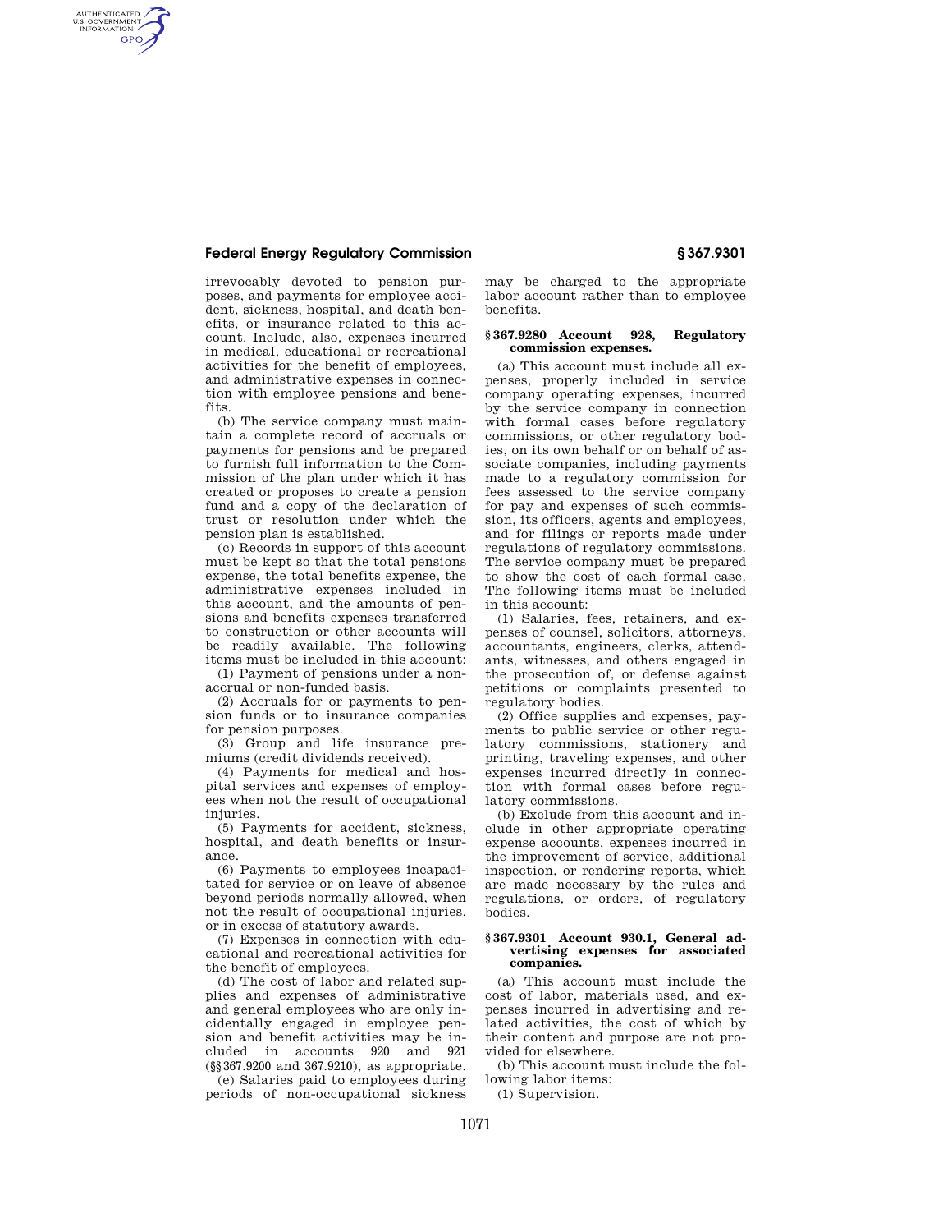irrevocably devoted to pension purposes, and payments for employee accident, sickness, hospital, and death benefits, or insurance related to this account. Include, also, expenses incurred in medical, educational or recreational activities for the benefit of employees, and administrative expenses in connection with employee pensions and benefits.

(b) The service company must maintain a complete record of accruals or payments for pensions and be prepared to furnish full information to the Commission of the plan under which it has created or proposes to create a pension fund and a copy of the declaration of trust or resolution under which the pension plan is established.

(c) Records in support of this account must be kept so that the total pensions expense, the total benefits expense, the administrative expenses included in this account, and the amounts of pensions and benefits expenses transferred to construction or other accounts will be readily available. The following items must be included in this account:

(1) Payment of pensions under a non-accrual or non-funded basis.

(2) Accruals for or payments to pension funds or to insurance companies for pension purposes.

(3) Group and life insurance premiums (credit dividends received).

(4) Payments for medical and hospital services and expenses of employees when not the result of occupational injuries.

(5) Payments for accident, sickness, hospital, and death benefits or insurance.

(6) Payments to employees incapacitated for service or on leave of absence beyond periods normally allowed, when not the result of occupational injuries, or in excess of statutory awards.

(7) Expenses in connection with educational and recreational activities for the benefit of employees.

(d) The cost of labor and related supplies and expenses of administrative and general employees who are only incidentally engaged in employee pension and benefit activities may be included in accounts 920 and 921 (§§ 367.9200 and 367.9210), as appropriate.

(e) Salaries paid to employees during periods of non-occupational sickness may be charged to the appropriate labor account rather than to employee benefits.

## § 367.9280 Account 928, Regulatory commission expenses.

(a) This account must include all expenses, properly included in service company operating expenses, incurred by the service company in connection with formal cases before regulatory commissions, or other regulatory bodies, on its own behalf or on behalf of associate companies, including payments made to a regulatory commission for fees assessed to the service company for pay and expenses of such commission, its officers, agents and employees, and for filings or reports made under regulations of regulatory commissions. The service company must be prepared to show the cost of each formal case. The following items must be included in this account:

(1) Salaries, fees, retainers, and expenses of counsel, solicitors, attorneys, accountants, engineers, clerks, attendants, witnesses, and others engaged in the prosecution of, or defense against petitions or complaints presented to regulatory bodies.

(2) Office supplies and expenses, payments to public service or other regulatory commissions, stationery and printing, traveling expenses, and other expenses incurred directly in connection with formal cases before regulatory commissions.

(b) Exclude from this account and include in other appropriate operating expense accounts, expenses incurred in the improvement of service, additional inspection, or rendering reports, which are made necessary by the rules and regulations, or orders, of regulatory bodies.

## § 367.9301 Account 930.1, General advertising expenses for associated companies.

(a) This account must include the cost of labor, materials used, and expenses incurred in advertising and related activities, the cost of which by their content and purpose are not provided for elsewhere.

(b) This account must include the following labor items:

(1) Supervision.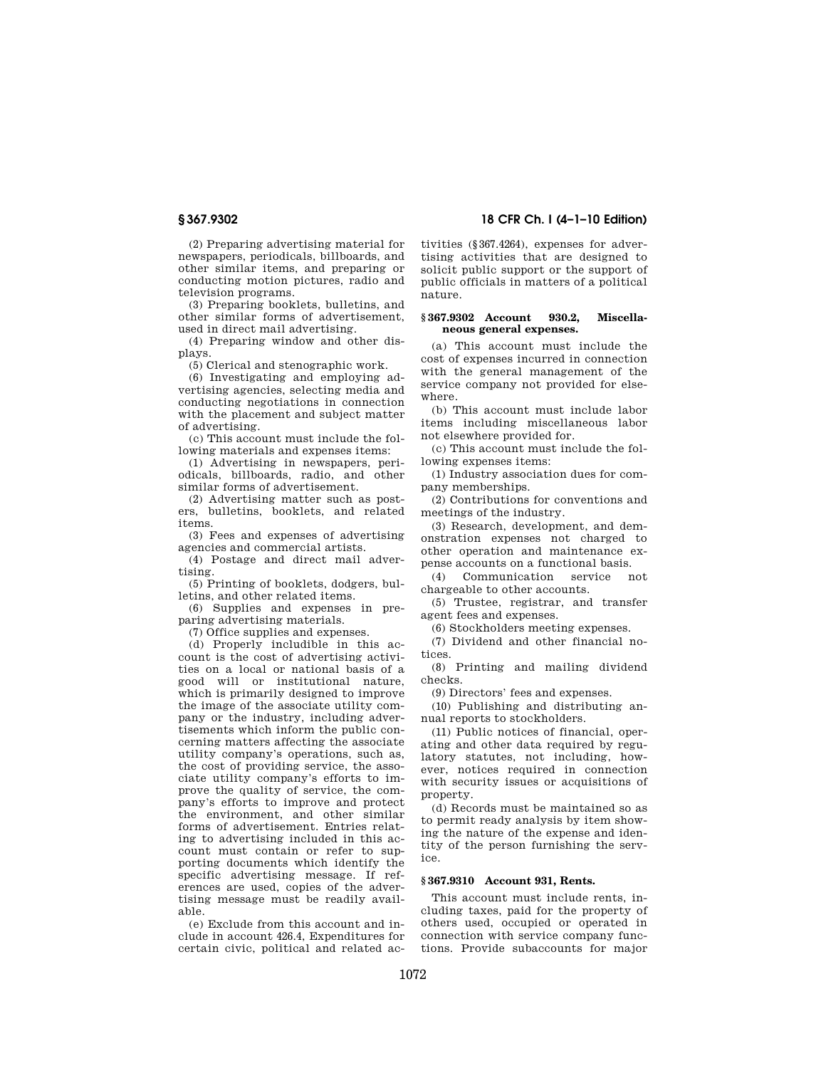(2) Preparing advertising material for newspapers, periodicals, billboards, and other similar items, and preparing or conducting motion pictures, radio and television programs.

(3) Preparing booklets, bulletins, and other similar forms of advertisement, used in direct mail advertising.

(4) Preparing window and other displays.

(5) Clerical and stenographic work.

(6) Investigating and employing advertising agencies, selecting media and conducting negotiations in connection with the placement and subject matter of advertising.

(c) This account must include the following materials and expenses items:

(1) Advertising in newspapers, periodicals, billboards, radio, and other similar forms of advertisement.

(2) Advertising matter such as posters, bulletins, booklets, and related items.

(3) Fees and expenses of advertising agencies and commercial artists.

(4) Postage and direct mail advertising.

(5) Printing of booklets, dodgers, bulletins, and other related items.

(6) Supplies and expenses in preparing advertising materials.

(7) Office supplies and expenses.

(d) Properly includible in this account is the cost of advertising activities on a local or national basis of a good will or institutional nature, which is primarily designed to improve the image of the associate utility company or the industry, including advertisements which inform the public concerning matters affecting the associate utility company's operations, such as, the cost of providing service, the associate utility company's efforts to improve the quality of service, the company's efforts to improve and protect the environment, and other similar forms of advertisement. Entries relating to advertising included in this account must contain or refer to supporting documents which identify the specific advertising message. If references are used, copies of the advertising message must be readily available.

(e) Exclude from this account and include in account 426.4, Expenditures for certain civic, political and related activities (§367.4264), expenses for advertising activities that are designed to solicit public support or the support of public officials in matters of a political nature.

## §367.9302 Account 930.2, Miscellaneous general expenses.

(a) This account must include the cost of expenses incurred in connection with the general management of the service company not provided for elsewhere.

(b) This account must include labor items including miscellaneous labor not elsewhere provided for.

(c) This account must include the following expenses items:

(1) Industry association dues for company memberships.

(2) Contributions for conventions and meetings of the industry.

(3) Research, development, and demonstration expenses not charged to other operation and maintenance expense accounts on a functional basis.

(4) Communication service not chargeable to other accounts.

(5) Trustee, registrar, and transfer agent fees and expenses.

(6) Stockholders meeting expenses.

(7) Dividend and other financial notices.

(8) Printing and mailing dividend checks.

(9) Directors' fees and expenses.

(10) Publishing and distributing annual reports to stockholders.

(11) Public notices of financial, operating and other data required by regulatory statutes, not including, however, notices required in connection with security issues or acquisitions of property.

(d) Records must be maintained so as to permit ready analysis by item showing the nature of the expense and identity of the person furnishing the service.

## §367.9310 Account 931, Rents.

This account must include rents, including taxes, paid for the property of others used, occupied or operated in connection with service company functions. Provide subaccounts for major